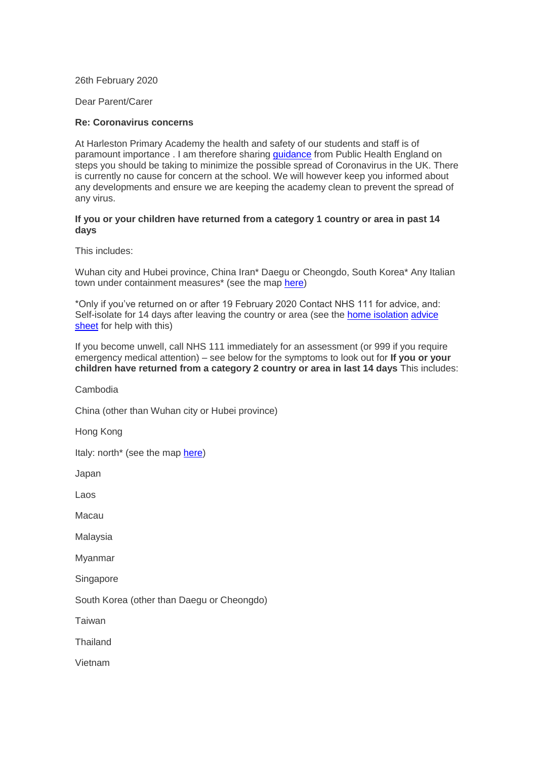26th February 2020

Dear Parent/Carer

**Re: Coronavirus concerns**

At Harleston Primary Academy the health and safety of our students and staff is of paramount importance . I am therefore sharing guidance from Public Health England on steps you should be taking to minimize the possible spread of Coronavirus in the UK. There is currently no cause for concern at the school. We will however keep you informed about any developments and ensure we are keeping the academy clean to prevent the spread of any virus.

**If you or your children have returned from a category 1 country or area in past 14 days**

This includes:

Wuhan city and Hubei province, China Iran* Daegu or Cheongdo, South Korea* Any Italian town under containment measures* (see the map here)

*Only if you've returned on or after 19 February 2020 Contact NHS 111 for advice, and: Self-isolate for 14 days after leaving the country or area (see the home isolation advice sheet for help with this)

If you become unwell, call NHS 111 immediately for an assessment (or 999 if you require emergency medical attention) – see below for the symptoms to look out for **If you or your children have returned from a category 2 country or area in last 14 days** This includes:

Cambodia

China (other than Wuhan city or Hubei province)

Hong Kong

Italy: north* (see the map here)

Japan

Laos

Macau

Malaysia

Myanmar

Singapore

South Korea (other than Daegu or Cheongdo)

Taiwan

Thailand

Vietnam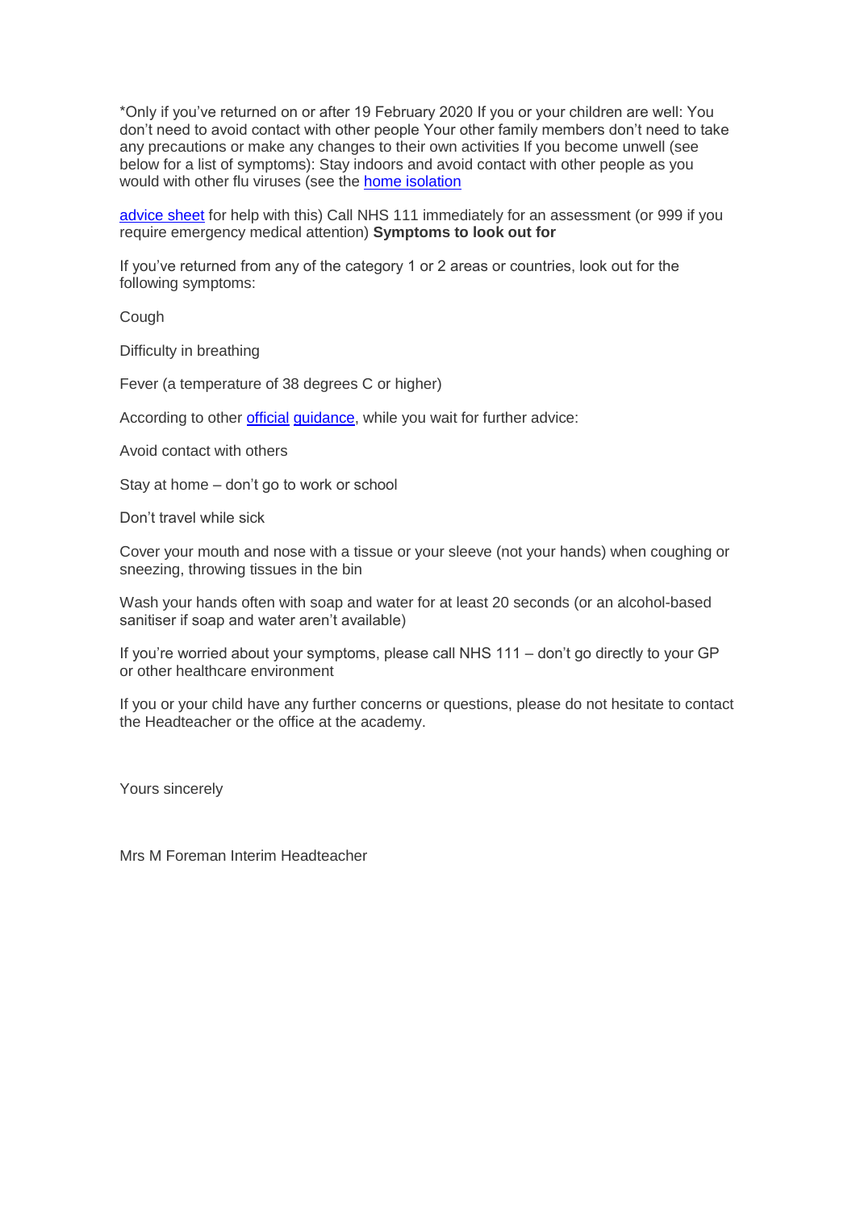*Only if you've returned on or after 19 February 2020 If you or your children are well: You don't need to avoid contact with other people Your other family members don't need to take any precautions or make any changes to their own activities If you become unwell (see below for a list of symptoms): Stay indoors and avoid contact with other people as you would with other flu viruses (see the home isolation

advice sheet for help with this) Call NHS 111 immediately for an assessment (or 999 if you require emergency medical attention) **Symptoms to look out for**

If you've returned from any of the category 1 or 2 areas or countries, look out for the following symptoms:

Cough

Difficulty in breathing

Fever (a temperature of 38 degrees C or higher)

According to other official guidance, while you wait for further advice:

Avoid contact with others

Stay at home – don't go to work or school

Don't travel while sick

Cover your mouth and nose with a tissue or your sleeve (not your hands) when coughing or sneezing, throwing tissues in the bin

Wash your hands often with soap and water for at least 20 seconds (or an alcohol-based sanitiser if soap and water aren't available)

If you're worried about your symptoms, please call NHS 111 – don't go directly to your GP or other healthcare environment

If you or your child have any further concerns or questions, please do not hesitate to contact the Headteacher or the office at the academy.

Yours sincerely

Mrs M Foreman Interim Headteacher